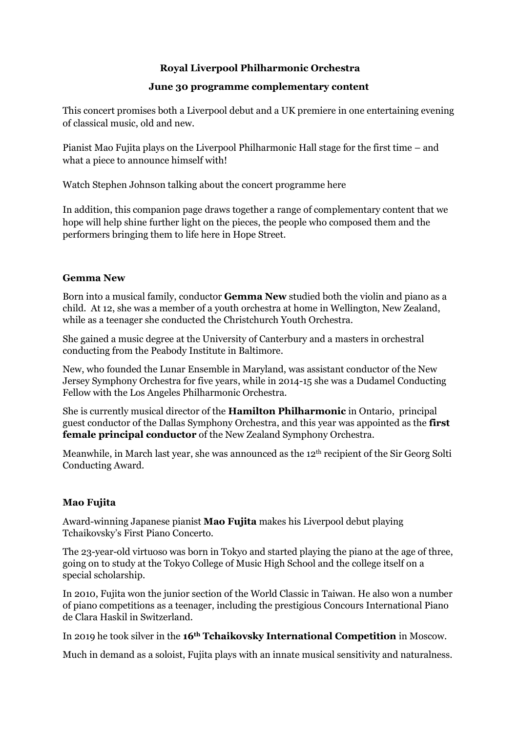**Royal Liverpool Philharmonic Orchestra**

**June 30 programme complementary content**

This concert promises both a Liverpool debut and a UK premiere in one entertaining evening of classical music, old and new.

Pianist Mao Fujita plays on the Liverpool Philharmonic Hall stage for the first time – and what a piece to announce himself with!

Watch Stephen Johnson talking about the concert programme here

In addition, this companion page draws together a range of complementary content that we hope will help shine further light on the pieces, the people who composed them and the performers bringing them to life here in Hope Street.

## Gemma New

Born into a musical family, conductor **Gemma New** studied both the violin and piano as a child. At 12, she was a member of a youth orchestra at home in Wellington, New Zealand, while as a teenager she conducted the Christchurch Youth Orchestra.

She gained a music degree at the University of Canterbury and a masters in orchestral conducting from the Peabody Institute in Baltimore.

New, who founded the Lunar Ensemble in Maryland, was assistant conductor of the New Jersey Symphony Orchestra for five years, while in 2014-15 she was a Dudamel Conducting Fellow with the Los Angeles Philharmonic Orchestra.

She is currently musical director of the **Hamilton Philharmonic** in Ontario, principal guest conductor of the Dallas Symphony Orchestra, and this year was appointed as the **first female principal conductor** of the New Zealand Symphony Orchestra.

Meanwhile, in March last year, she was announced as the 12th recipient of the Sir Georg Solti Conducting Award.

## Mao Fujita

Award-winning Japanese pianist **Mao Fujita** makes his Liverpool debut playing Tchaikovsky's First Piano Concerto.

The 23-year-old virtuoso was born in Tokyo and started playing the piano at the age of three, going on to study at the Tokyo College of Music High School and the college itself on a special scholarship.

In 2010, Fujita won the junior section of the World Classic in Taiwan. He also won a number of piano competitions as a teenager, including the prestigious Concours International Piano de Clara Haskil in Switzerland.

In 2019 he took silver in the **16th Tchaikovsky International Competition** in Moscow.

Much in demand as a soloist, Fujita plays with an innate musical sensitivity and naturalness.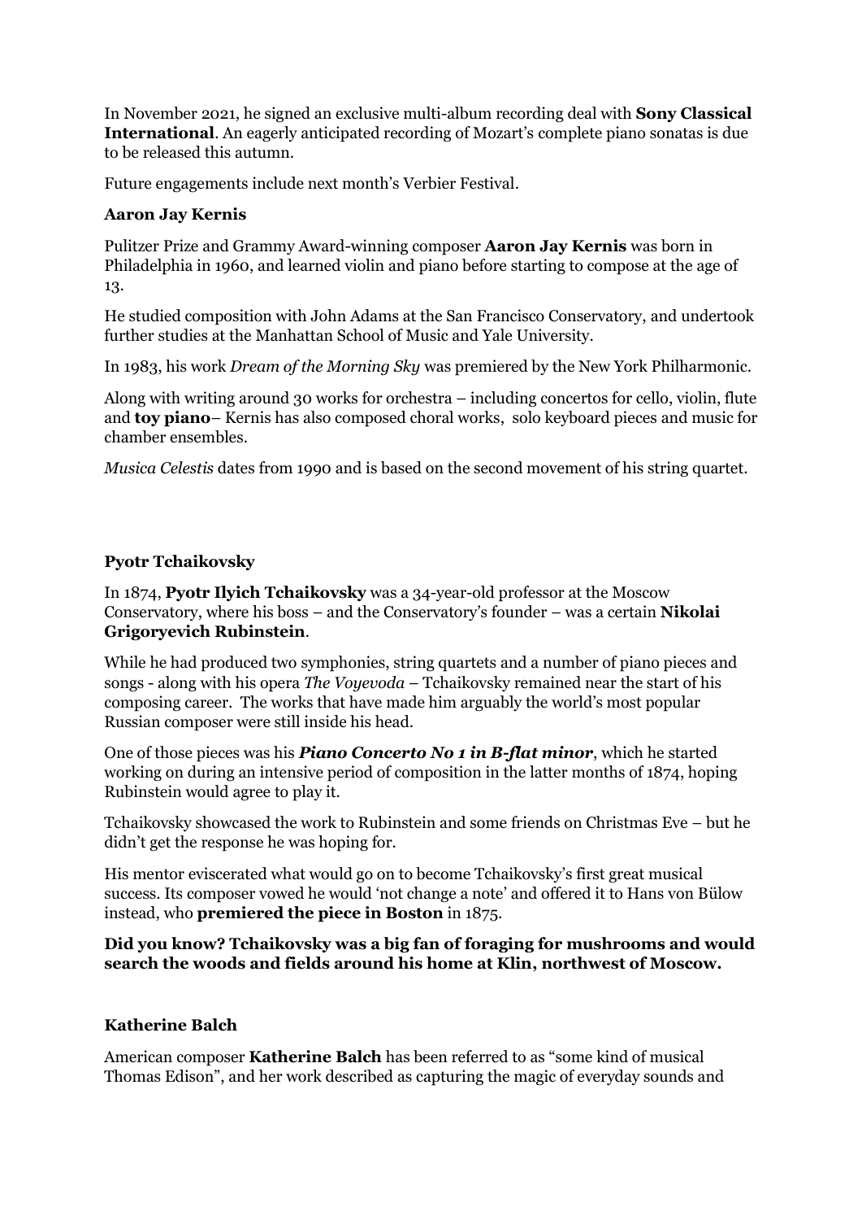In November 2021, he signed an exclusive multi-album recording deal with **Sony Classical International**. An eagerly anticipated recording of Mozart's complete piano sonatas is due to be released this autumn.

Future engagements include next month's Verbier Festival.

**Aaron Jay Kernis**

Pulitzer Prize and Grammy Award-winning composer **Aaron Jay Kernis** was born in Philadelphia in 1960, and learned violin and piano before starting to compose at the age of 13.

He studied composition with John Adams at the San Francisco Conservatory, and undertook further studies at the Manhattan School of Music and Yale University.

In 1983, his work *Dream of the Morning Sky* was premiered by the New York Philharmonic.

Along with writing around 30 works for orchestra – including concertos for cello, violin, flute and **toy piano**– Kernis has also composed choral works, solo keyboard pieces and music for chamber ensembles.

*Musica Celestis* dates from 1990 and is based on the second movement of his string quartet.

**Pyotr Tchaikovsky**

In 1874, **Pyotr Ilyich Tchaikovsky** was a 34-year-old professor at the Moscow Conservatory, where his boss – and the Conservatory's founder – was a certain **Nikolai Grigoryevich Rubinstein**.

While he had produced two symphonies, string quartets and a number of piano pieces and songs - along with his opera *The Voyevoda* – Tchaikovsky remained near the start of his composing career. The works that have made him arguably the world's most popular Russian composer were still inside his head.

One of those pieces was his ***Piano Concerto No 1 in B-flat minor***, which he started working on during an intensive period of composition in the latter months of 1874, hoping Rubinstein would agree to play it.

Tchaikovsky showcased the work to Rubinstein and some friends on Christmas Eve – but he didn't get the response he was hoping for.

His mentor eviscerated what would go on to become Tchaikovsky's first great musical success. Its composer vowed he would 'not change a note' and offered it to Hans von Bülow instead, who **premiered the piece in Boston** in 1875.

**Did you know? Tchaikovsky was a big fan of foraging for mushrooms and would search the woods and fields around his home at Klin, northwest of Moscow.**

**Katherine Balch**

American composer **Katherine Balch** has been referred to as "some kind of musical Thomas Edison", and her work described as capturing the magic of everyday sounds and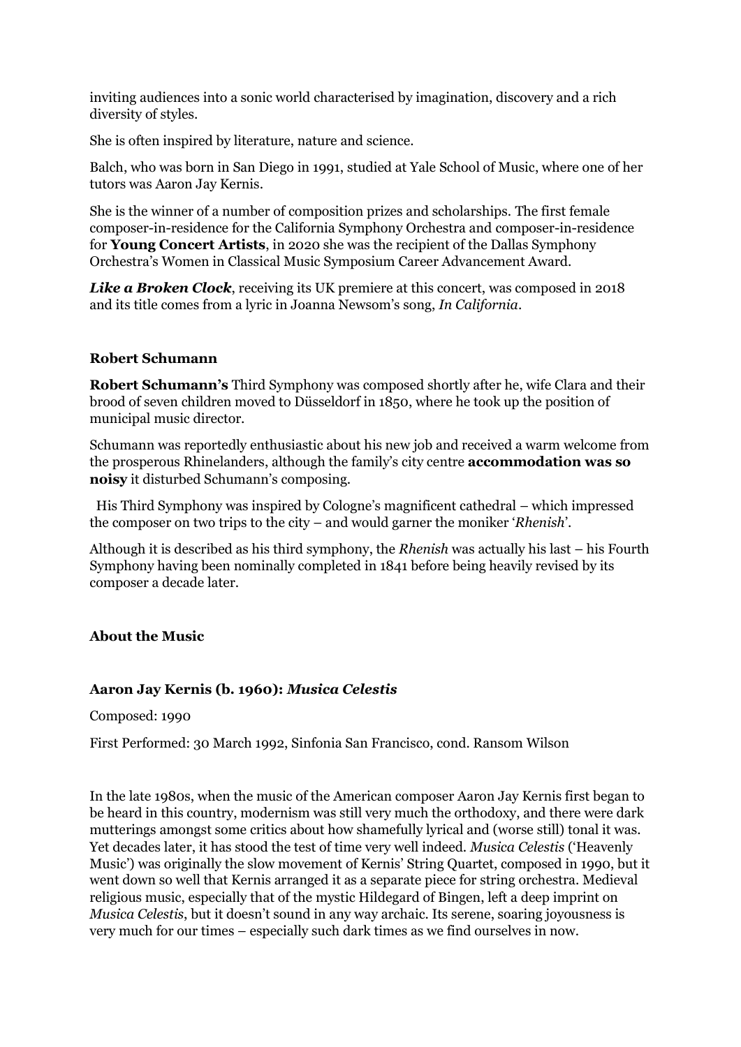inviting audiences into a sonic world characterised by imagination, discovery and a rich diversity of styles.

She is often inspired by literature, nature and science.

Balch, who was born in San Diego in 1991, studied at Yale School of Music, where one of her tutors was Aaron Jay Kernis.

She is the winner of a number of composition prizes and scholarships. The first female composer-in-residence for the California Symphony Orchestra and composer-in-residence for **Young Concert Artists**, in 2020 she was the recipient of the Dallas Symphony Orchestra's Women in Classical Music Symposium Career Advancement Award.

***Like a Broken Clock***, receiving its UK premiere at this concert, was composed in 2018 and its title comes from a lyric in Joanna Newsom's song, *In California*.

### Robert Schumann

**Robert Schumann's** Third Symphony was composed shortly after he, wife Clara and their brood of seven children moved to Düsseldorf in 1850, where he took up the position of municipal music director.

Schumann was reportedly enthusiastic about his new job and received a warm welcome from the prosperous Rhinelanders, although the family's city centre **accommodation was so noisy** it disturbed Schumann's composing.

His Third Symphony was inspired by Cologne's magnificent cathedral – which impressed the composer on two trips to the city – and would garner the moniker '*Rhenish*'.

Although it is described as his third symphony, the *Rhenish* was actually his last – his Fourth Symphony having been nominally completed in 1841 before being heavily revised by its composer a decade later.

## About the Music

### Aaron Jay Kernis (b. 1960): *Musica Celestis*

Composed: 1990

First Performed: 30 March 1992, Sinfonia San Francisco, cond. Ransom Wilson

In the late 1980s, when the music of the American composer Aaron Jay Kernis first began to be heard in this country, modernism was still very much the orthodoxy, and there were dark mutterings amongst some critics about how shamefully lyrical and (worse still) tonal it was. Yet decades later, it has stood the test of time very well indeed. *Musica Celestis* ('Heavenly Music') was originally the slow movement of Kernis' String Quartet, composed in 1990, but it went down so well that Kernis arranged it as a separate piece for string orchestra. Medieval religious music, especially that of the mystic Hildegard of Bingen, left a deep imprint on *Musica Celestis*, but it doesn't sound in any way archaic. Its serene, soaring joyousness is very much for our times – especially such dark times as we find ourselves in now.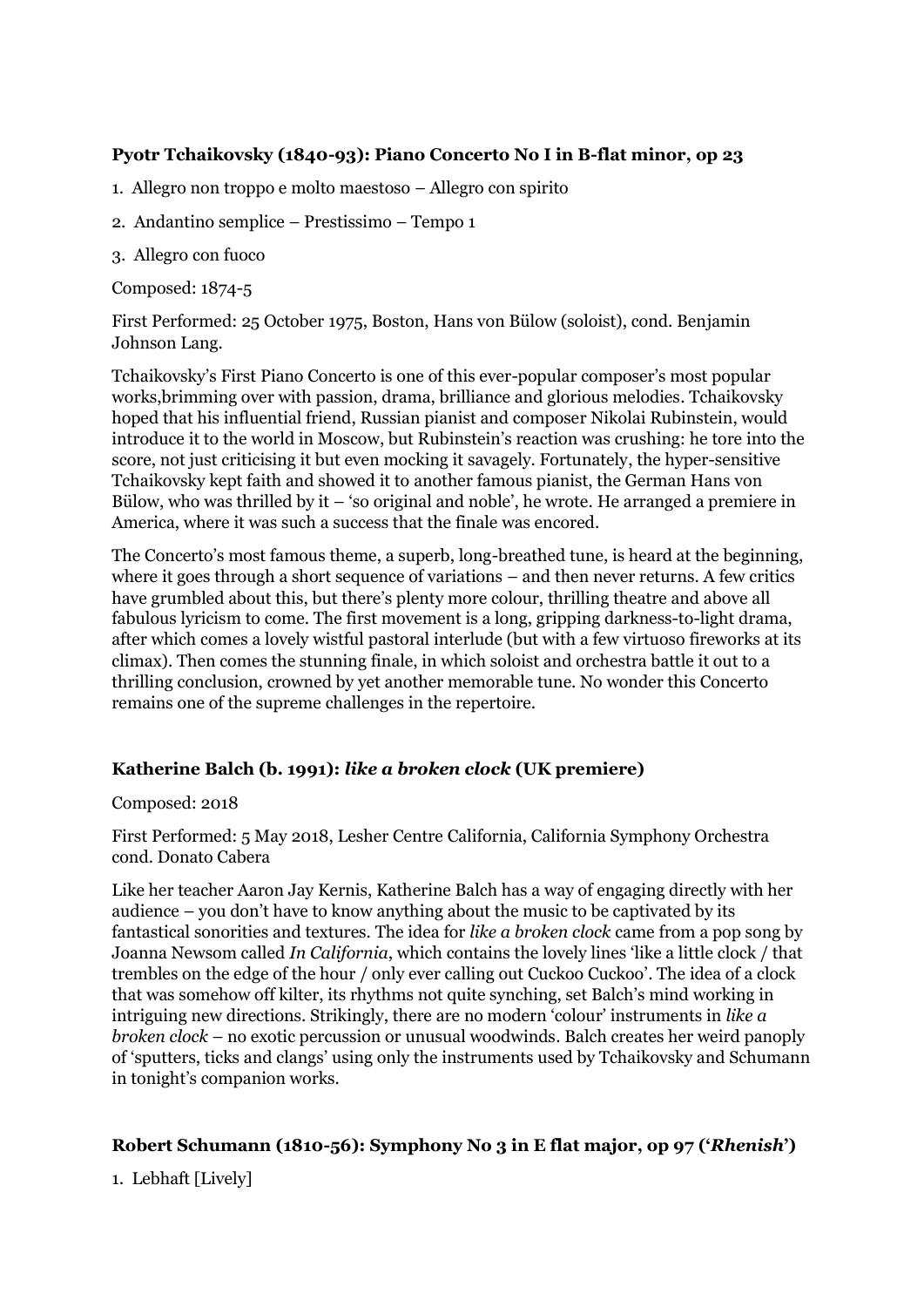**Pyotr Tchaikovsky (1840-93): Piano Concerto No I in B-flat minor, op 23**

1. Allegro non troppo e molto maestoso – Allegro con spirito
2. Andantino semplice – Prestissimo – Tempo 1
3. Allegro con fuoco

Composed: 1874-5

First Performed: 25 October 1975, Boston, Hans von Bülow (soloist), cond. Benjamin Johnson Lang.

Tchaikovsky's First Piano Concerto is one of this ever-popular composer's most popular works,brimming over with passion, drama, brilliance and glorious melodies. Tchaikovsky hoped that his influential friend, Russian pianist and composer Nikolai Rubinstein, would introduce it to the world in Moscow, but Rubinstein's reaction was crushing: he tore into the score, not just criticising it but even mocking it savagely. Fortunately, the hyper-sensitive Tchaikovsky kept faith and showed it to another famous pianist, the German Hans von Bülow, who was thrilled by it – 'so original and noble', he wrote. He arranged a premiere in America, where it was such a success that the finale was encored.

The Concerto's most famous theme, a superb, long-breathed tune, is heard at the beginning, where it goes through a short sequence of variations – and then never returns. A few critics have grumbled about this, but there's plenty more colour, thrilling theatre and above all fabulous lyricism to come. The first movement is a long, gripping darkness-to-light drama, after which comes a lovely wistful pastoral interlude (but with a few virtuoso fireworks at its climax). Then comes the stunning finale, in which soloist and orchestra battle it out to a thrilling conclusion, crowned by yet another memorable tune. No wonder this Concerto remains one of the supreme challenges in the repertoire.

**Katherine Balch (b. 1991): *like a broken clock* (UK premiere)**

Composed: 2018

First Performed: 5 May 2018, Lesher Centre California, California Symphony Orchestra cond. Donato Cabera

Like her teacher Aaron Jay Kernis, Katherine Balch has a way of engaging directly with her audience – you don't have to know anything about the music to be captivated by its fantastical sonorities and textures. The idea for *like a broken clock* came from a pop song by Joanna Newsom called *In California*, which contains the lovely lines 'like a little clock / that trembles on the edge of the hour / only ever calling out Cuckoo Cuckoo'. The idea of a clock that was somehow off kilter, its rhythms not quite synching, set Balch's mind working in intriguing new directions. Strikingly, there are no modern 'colour' instruments in *like a broken clock* – no exotic percussion or unusual woodwinds. Balch creates her weird panoply of 'sputters, ticks and clangs' using only the instruments used by Tchaikovsky and Schumann in tonight's companion works.

**Robert Schumann (1810-56): Symphony No 3 in E flat major, op 97 ('*Rhenish*')**

1. Lebhaft [Lively]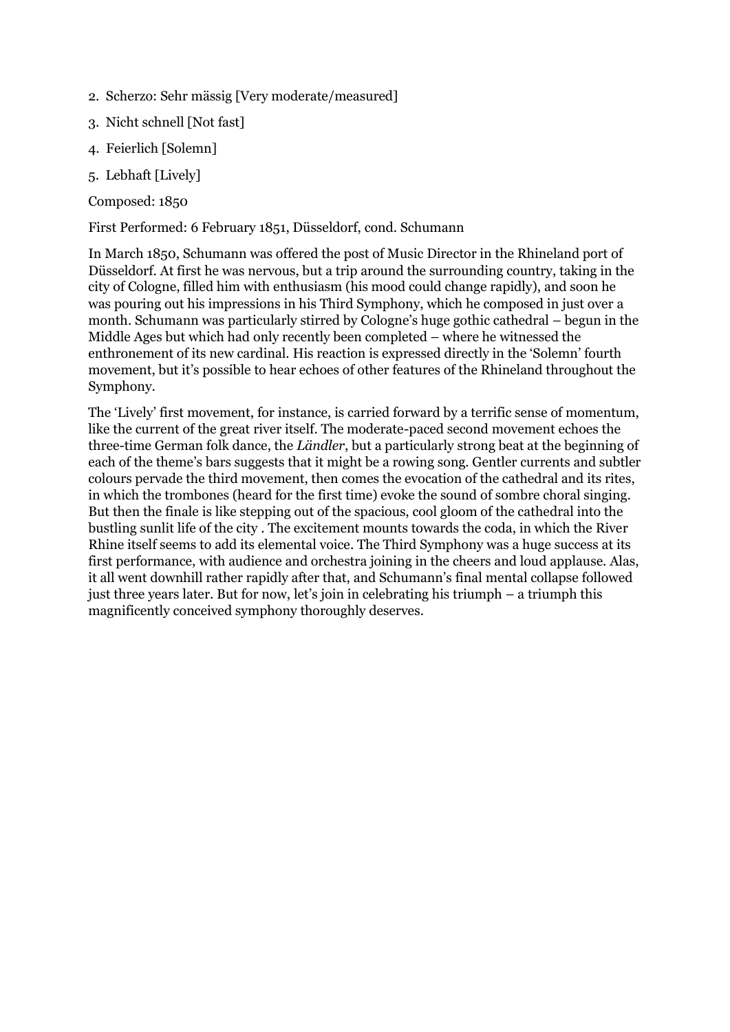2. Scherzo: Sehr mässig [Very moderate/measured]
3. Nicht schnell [Not fast]
4. Feierlich [Solemn]
5. Lebhaft [Lively]

Composed: 1850

First Performed: 6 February 1851, Düsseldorf, cond. Schumann

In March 1850, Schumann was offered the post of Music Director in the Rhineland port of Düsseldorf. At first he was nervous, but a trip around the surrounding country, taking in the city of Cologne, filled him with enthusiasm (his mood could change rapidly), and soon he was pouring out his impressions in his Third Symphony, which he composed in just over a month. Schumann was particularly stirred by Cologne's huge gothic cathedral – begun in the Middle Ages but which had only recently been completed – where he witnessed the enthronement of its new cardinal. His reaction is expressed directly in the 'Solemn' fourth movement, but it's possible to hear echoes of other features of the Rhineland throughout the Symphony.

The 'Lively' first movement, for instance, is carried forward by a terrific sense of momentum, like the current of the great river itself. The moderate-paced second movement echoes the three-time German folk dance, the *Ländler*, but a particularly strong beat at the beginning of each of the theme's bars suggests that it might be a rowing song. Gentler currents and subtler colours pervade the third movement, then comes the evocation of the cathedral and its rites, in which the trombones (heard for the first time) evoke the sound of sombre choral singing. But then the finale is like stepping out of the spacious, cool gloom of the cathedral into the bustling sunlit life of the city . The excitement mounts towards the coda, in which the River Rhine itself seems to add its elemental voice. The Third Symphony was a huge success at its first performance, with audience and orchestra joining in the cheers and loud applause. Alas, it all went downhill rather rapidly after that, and Schumann's final mental collapse followed just three years later. But for now, let's join in celebrating his triumph – a triumph this magnificently conceived symphony thoroughly deserves.